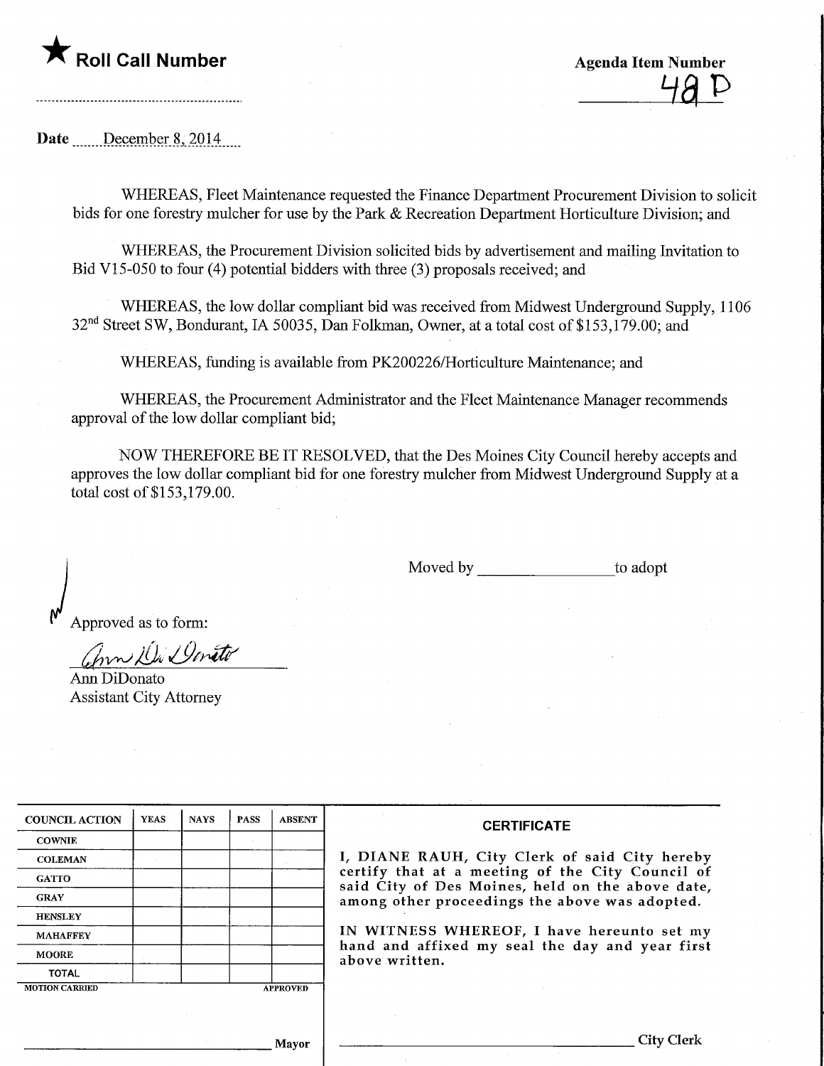★ **Roll Call Number**

**Agenda Item Number**

48 D

**Date** December 8, 2014

WHEREAS, Fleet Maintenance requested the Finance Department Procurement Division to solicit bids for one forestry mulcher for use by the Park & Recreation Department Horticulture Division; and

WHEREAS, the Procurement Division solicited bids by advertisement and mailing Invitation to Bid V15-050 to four (4) potential bidders with three (3) proposals received; and

WHEREAS, the low dollar compliant bid was received from Midwest Underground Supply, 1106 32nd Street SW, Bondurant, IA 50035, Dan Folkman, Owner, at a total cost of $153,179.00; and

WHEREAS, funding is available from PK200226/Horticulture Maintenance; and

WHEREAS, the Procurement Administrator and the Fleet Maintenance Manager recommends approval of the low dollar compliant bid;

NOW THEREFORE BE IT RESOLVED, that the Des Moines City Council hereby accepts and approves the low dollar compliant bid for one forestry mulcher from Midwest Underground Supply at a total cost of $153,179.00.

Moved by ________________ to adopt

Approved as to form:

Ann DiDonato
Ann DiDonato
Assistant City Attorney

| COUNCIL ACTION | YEAS | NAYS | PASS | ABSENT |
|---|---|---|---|---|
| COWNIE | | | | |
| COLEMAN | | | | |
| GATTO | | | | |
| GRAY | | | | |
| HENSLEY | | | | |
| MAHAFFEY | | | | |
| MOORE | | | | |
| TOTAL | | | | |

MOTION CARRIED APPROVED

________________________________ Mayor

**CERTIFICATE**

I, DIANE RAUH, City Clerk of said City hereby certify that at a meeting of the City Council of said City of Des Moines, held on the above date, among other proceedings the above was adopted.

IN WITNESS WHEREOF, I have hereunto set my hand and affixed my seal the day and year first above written.

________________________________ City Clerk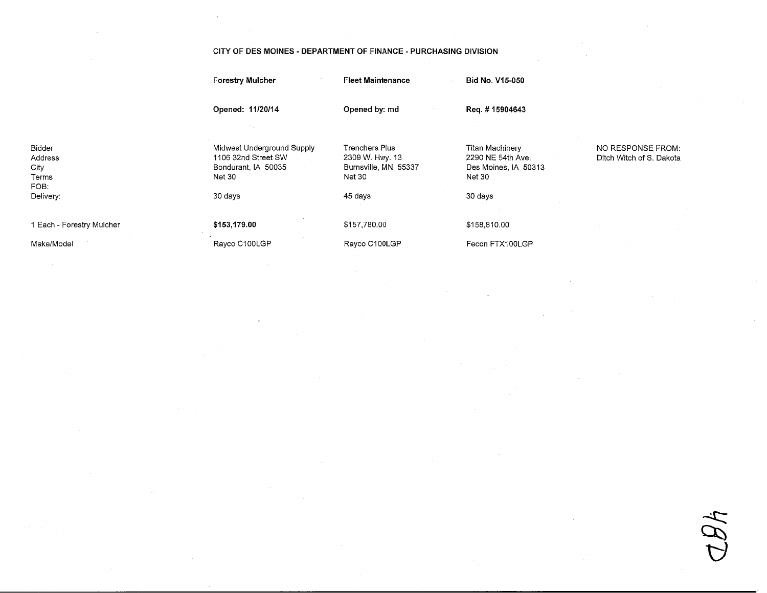## CITY OF DES MOINES - DEPARTMENT OF FINANCE - PURCHASING DIVISION

| | | | | |
|---|---|---|---|---|
| | **Forestry Mulcher** | **Fleet Maintenance** | **Bid No. V15-050** | |
| | **Opened: 11/20/14** | **Opened by: md** | **Req. # 15904643** | |
| Bidder | Midwest Underground Supply | Trenchers Plus | Titan Machinery | NO RESPONSE FROM: |
| Address | 1106 32nd Street SW | 2309 W. Hwy. 13 | 2290 NE 54th Ave. | Ditch Witch of S. Dakota |
| City | Bondurant, IA 50035 | Burnsville, MN 55337 | Des Moines, IA 50313 | |
| Terms | Net 30 | Net 30 | Net 30 | |
| FOB: | | | | |
| Delivery: | 30 days | 45 days | 30 days | |
| 1 Each - Forestry Mulcher | **$153,179.00** | $157,780.00 | $158,810.00 | |
| Make/Model | Rayco C100LGP | Rayco C100LGP | Fecon FTX100LGP | |

48D